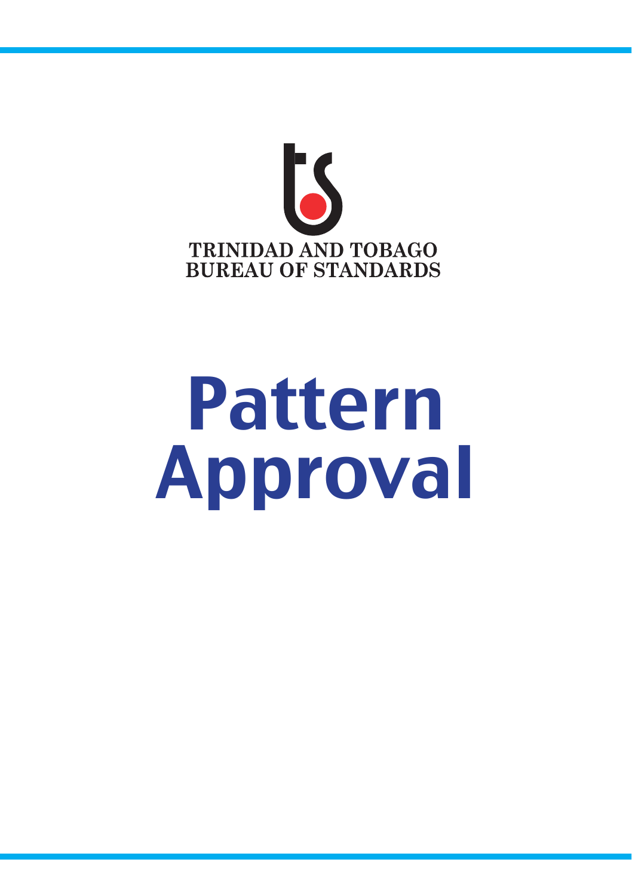TRINIDAD AND TOBAGO
BUREAU OF STANDARDS

# Pattern Approval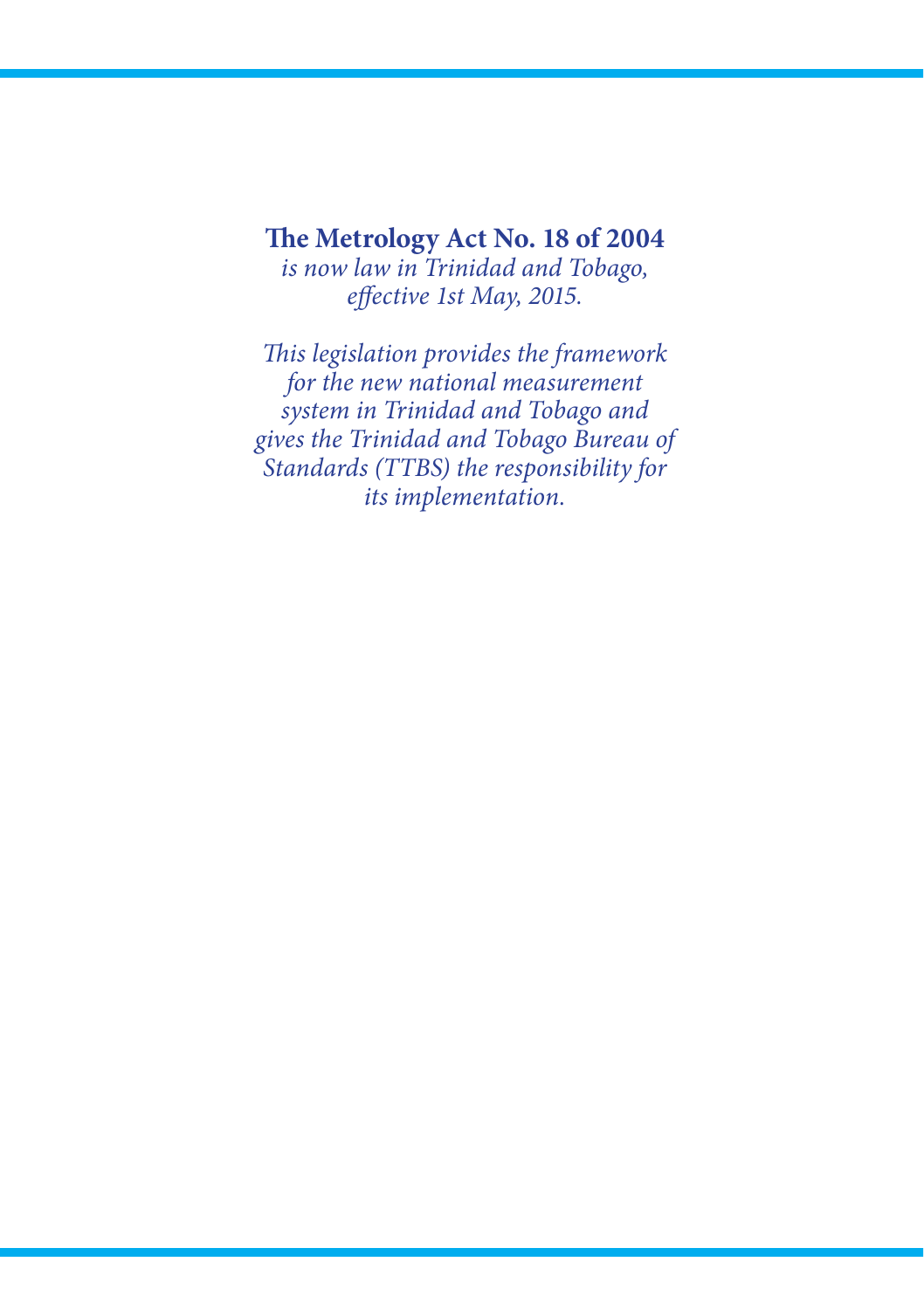**The Metrology Act No. 18 of 2004**
*is now law in Trinidad and Tobago, effective 1st May, 2015.*

*This legislation provides the framework for the new national measurement system in Trinidad and Tobago and gives the Trinidad and Tobago Bureau of Standards (TTBS) the responsibility for its implementation.*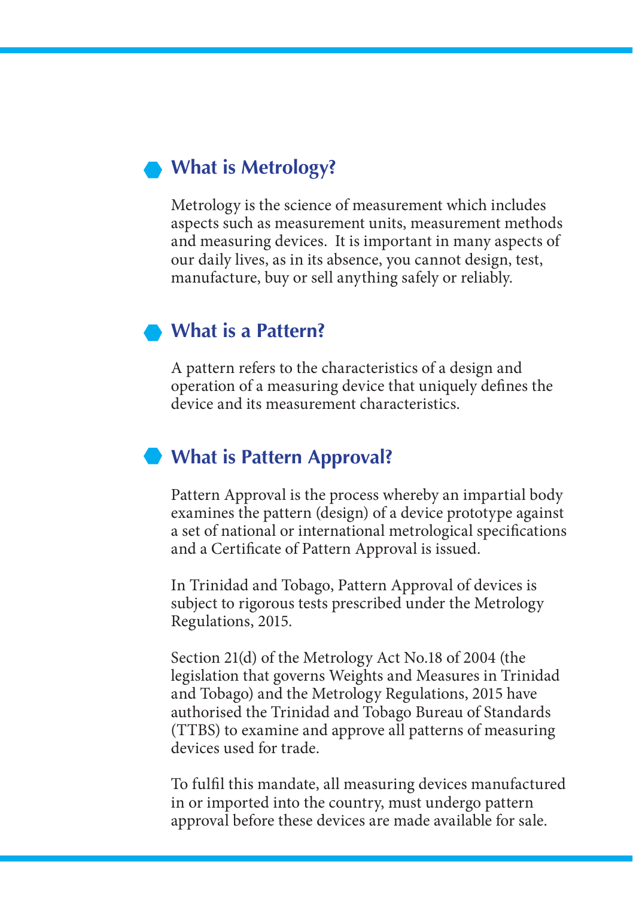## What is Metrology?

Metrology is the science of measurement which includes aspects such as measurement units, measurement methods and measuring devices. It is important in many aspects of our daily lives, as in its absence, you cannot design, test, manufacture, buy or sell anything safely or reliably.

## What is a Pattern?

A pattern refers to the characteristics of a design and operation of a measuring device that uniquely defines the device and its measurement characteristics.

## What is Pattern Approval?

Pattern Approval is the process whereby an impartial body examines the pattern (design) of a device prototype against a set of national or international metrological specifications and a Certificate of Pattern Approval is issued.

In Trinidad and Tobago, Pattern Approval of devices is subject to rigorous tests prescribed under the Metrology Regulations, 2015.

Section 21(d) of the Metrology Act No.18 of 2004 (the legislation that governs Weights and Measures in Trinidad and Tobago) and the Metrology Regulations, 2015 have authorised the Trinidad and Tobago Bureau of Standards (TTBS) to examine and approve all patterns of measuring devices used for trade.

To fulfil this mandate, all measuring devices manufactured in or imported into the country, must undergo pattern approval before these devices are made available for sale.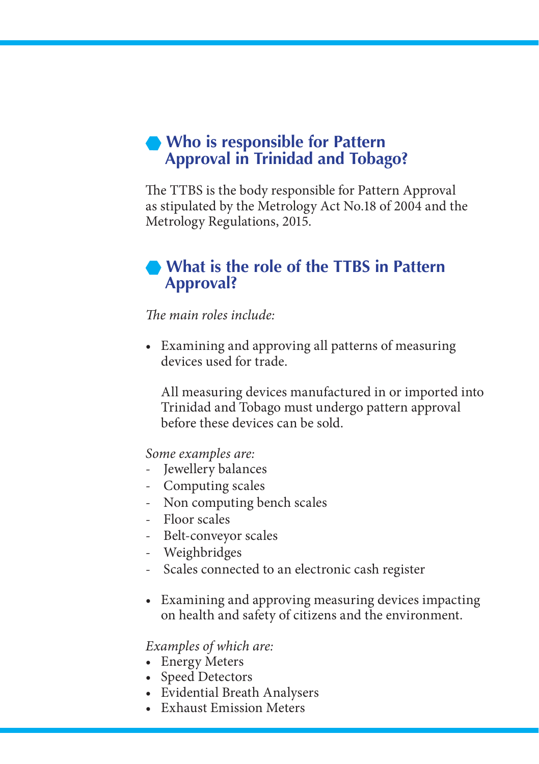## Who is responsible for Pattern Approval in Trinidad and Tobago?

The TTBS is the body responsible for Pattern Approval as stipulated by the Metrology Act No.18 of 2004 and the Metrology Regulations, 2015.

## What is the role of the TTBS in Pattern Approval?

*The main roles include:*

- Examining and approving all patterns of measuring devices used for trade.

  All measuring devices manufactured in or imported into Trinidad and Tobago must undergo pattern approval before these devices can be sold.

*Some examples are:*

- Jewellery balances
- Computing scales
- Non computing bench scales
- Floor scales
- Belt-conveyor scales
- Weighbridges
- Scales connected to an electronic cash register

- Examining and approving measuring devices impacting on health and safety of citizens and the environment.

*Examples of which are:*

- Energy Meters
- Speed Detectors
- Evidential Breath Analysers
- Exhaust Emission Meters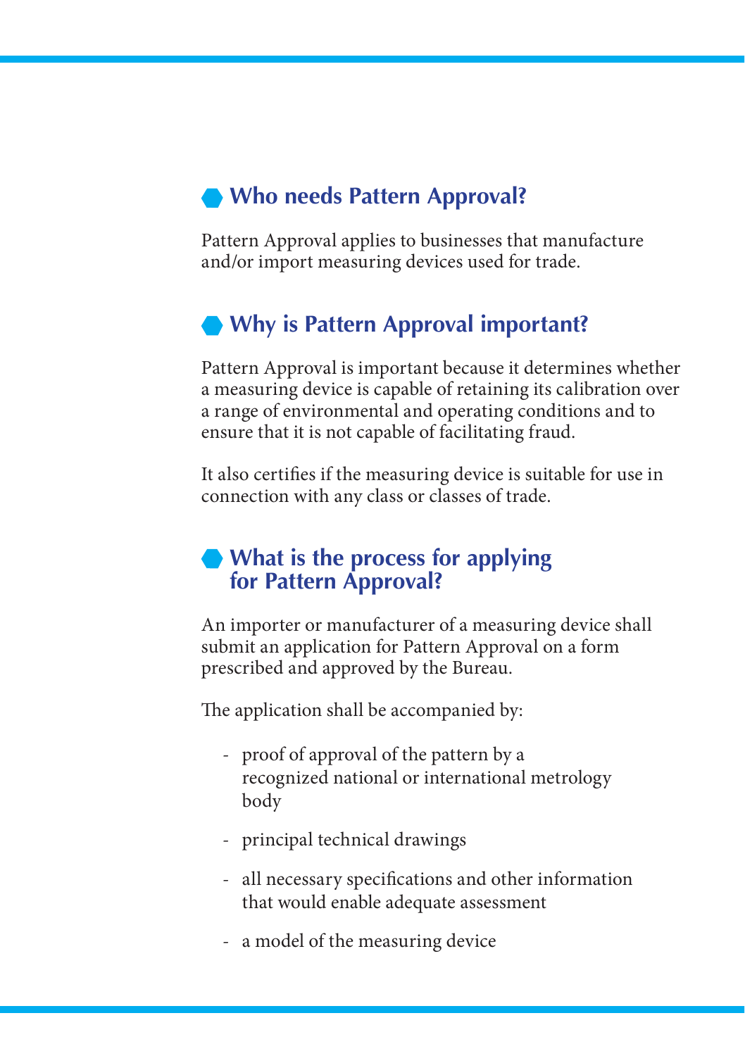## Who needs Pattern Approval?

Pattern Approval applies to businesses that manufacture and/or import measuring devices used for trade.

## Why is Pattern Approval important?

Pattern Approval is important because it determines whether a measuring device is capable of retaining its calibration over a range of environmental and operating conditions and to ensure that it is not capable of facilitating fraud.

It also certifies if the measuring device is suitable for use in connection with any class or classes of trade.

## What is the process for applying for Pattern Approval?

An importer or manufacturer of a measuring device shall submit an application for Pattern Approval on a form prescribed and approved by the Bureau.

The application shall be accompanied by:

- proof of approval of the pattern by a recognized national or international metrology body
- principal technical drawings
- all necessary specifications and other information that would enable adequate assessment
- a model of the measuring device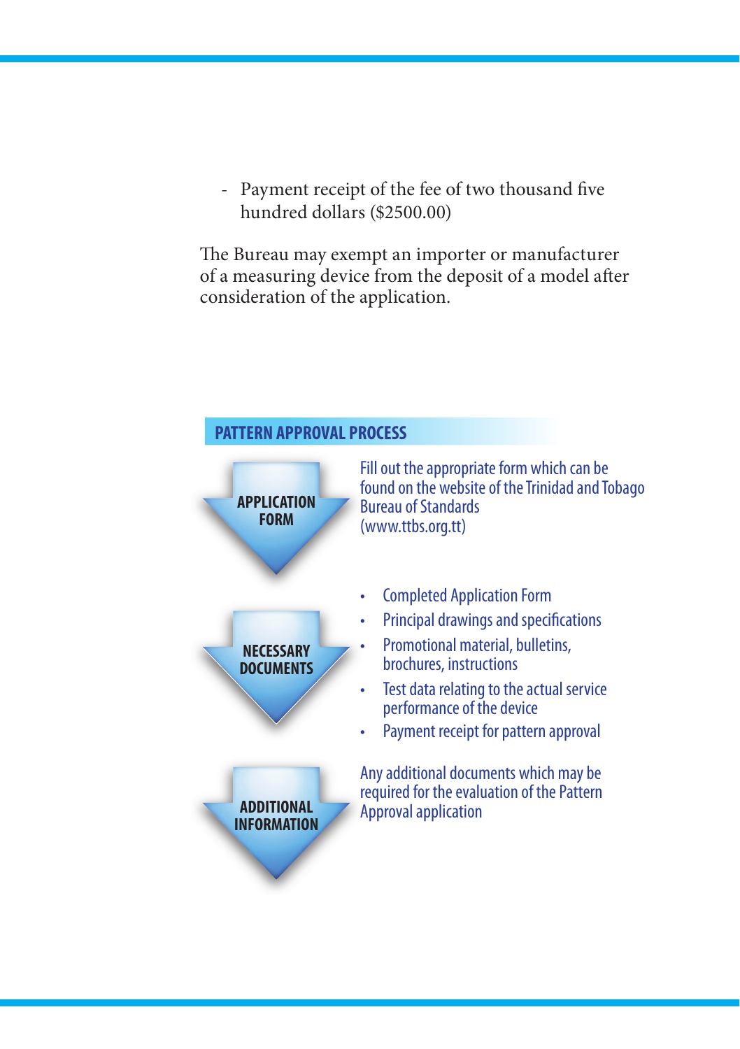- Payment receipt of the fee of two thousand five hundred dollars ($2500.00)

The Bureau may exempt an importer or manufacturer of a measuring device from the deposit of a model after consideration of the application.

## PATTERN APPROVAL PROCESS

**APPLICATION FORM**

Fill out the appropriate form which can be found on the website of the Trinidad and Tobago Bureau of Standards (www.ttbs.org.tt)

**NECESSARY DOCUMENTS**

- Completed Application Form
- Principal drawings and specifications
- Promotional material, bulletins, brochures, instructions
- Test data relating to the actual service performance of the device
- Payment receipt for pattern approval

**ADDITIONAL INFORMATION**

Any additional documents which may be required for the evaluation of the Pattern Approval application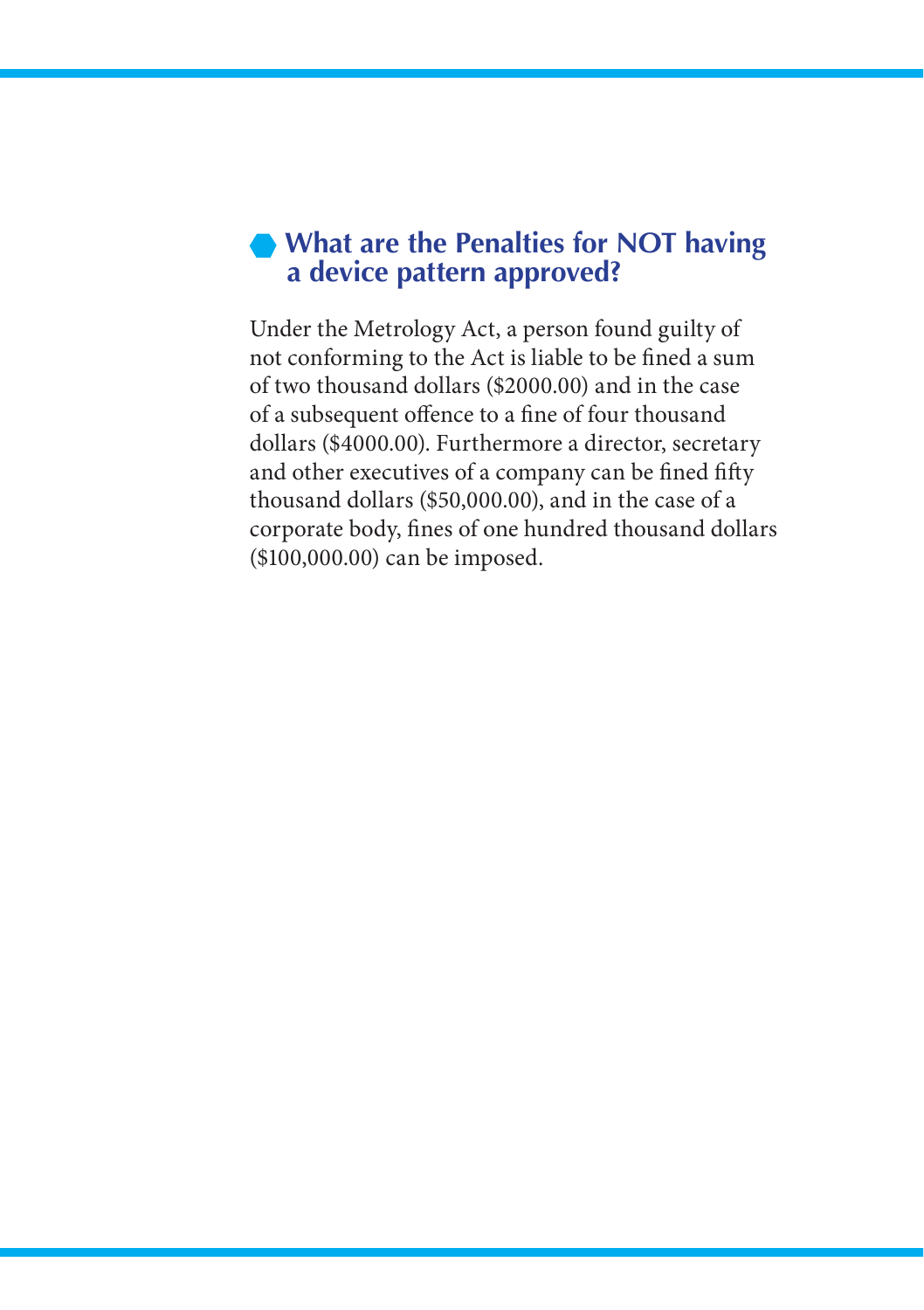## What are the Penalties for NOT having a device pattern approved?

Under the Metrology Act, a person found guilty of not conforming to the Act is liable to be fined a sum of two thousand dollars ($2000.00) and in the case of a subsequent offence to a fine of four thousand dollars ($4000.00). Furthermore a director, secretary and other executives of a company can be fined fifty thousand dollars ($50,000.00), and in the case of a corporate body, fines of one hundred thousand dollars ($100,000.00) can be imposed.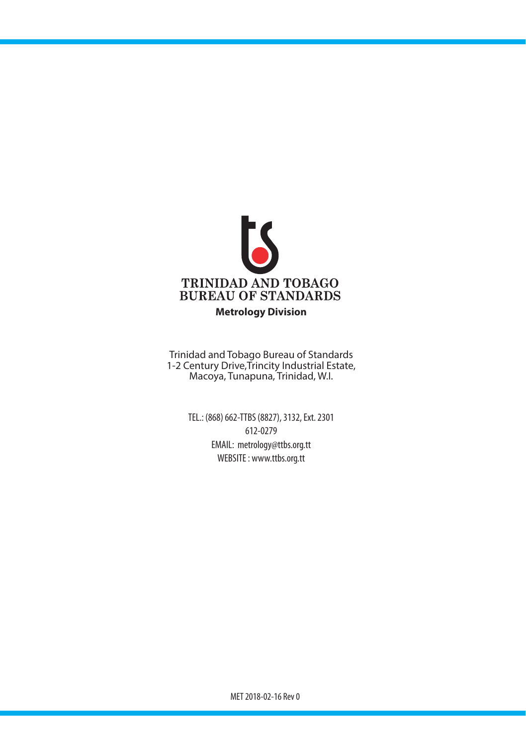TRINIDAD AND TOBAGO
BUREAU OF STANDARDS

**Metrology Division**

Trinidad and Tobago Bureau of Standards
1-2 Century Drive,Trincity Industrial Estate,
Macoya, Tunapuna, Trinidad, W.I.

TEL.: (868) 662-TTBS (8827), 3132, Ext. 2301
612-0279
EMAIL: metrology@ttbs.org.tt
WEBSITE : www.ttbs.org.tt

MET 2018-02-16 Rev 0